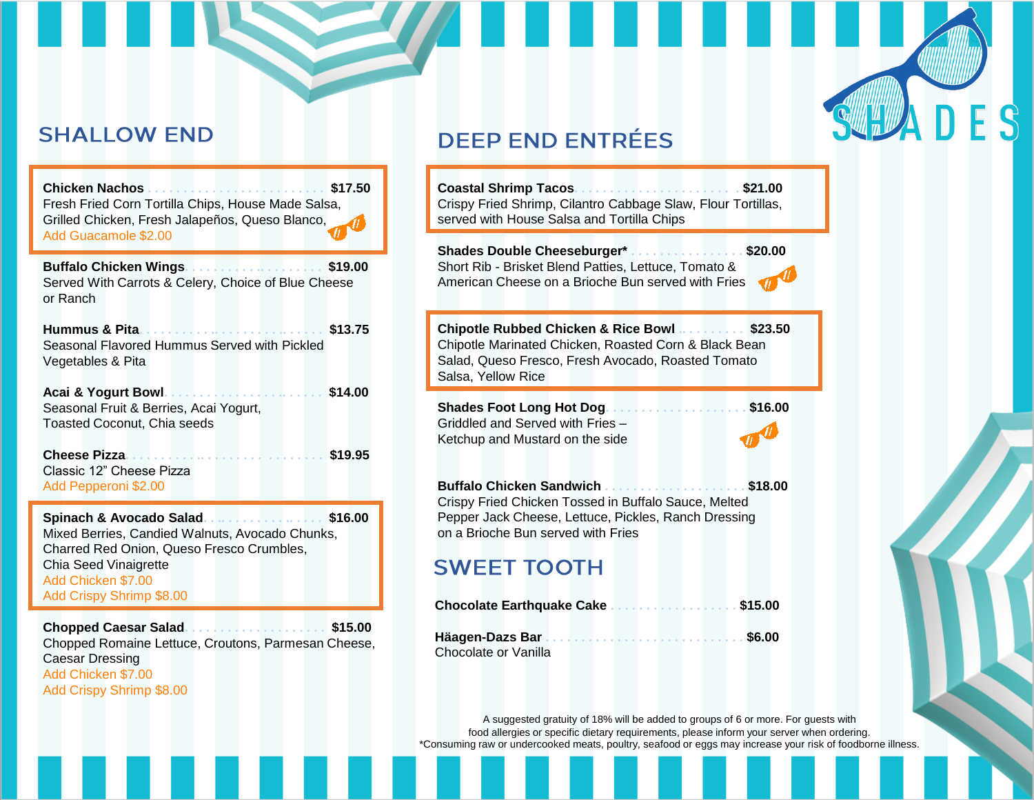# SHADES

## SHALLOW END

**Chicken Nachos** ... **$17.50**
Fresh Fried Corn Tortilla Chips, House Made Salsa, Grilled Chicken, Fresh Jalapeños, Queso Blanco,
Add Guacamole $2.00

**Buffalo Chicken Wings** ... **$19.00**
Served With Carrots & Celery, Choice of Blue Cheese or Ranch

**Hummus & Pita** ... **$13.75**
Seasonal Flavored Hummus Served with Pickled Vegetables & Pita

**Acai & Yogurt Bowl** ... **$14.00**
Seasonal Fruit & Berries, Acai Yogurt, Toasted Coconut, Chia seeds

**Cheese Pizza** ... **$19.95**
Classic 12" Cheese Pizza
Add Pepperoni $2.00

**Spinach & Avocado Salad** ... **$16.00**
Mixed Berries, Candied Walnuts, Avocado Chunks, Charred Red Onion, Queso Fresco Crumbles, Chia Seed Vinaigrette
Add Chicken $7.00
Add Crispy Shrimp $8.00

**Chopped Caesar Salad** ... **$15.00**
Chopped Romaine Lettuce, Croutons, Parmesan Cheese, Caesar Dressing
Add Chicken $7.00
Add Crispy Shrimp $8.00

## DEEP END ENTRÉES

**Coastal Shrimp Tacos** ... **$21.00**
Crispy Fried Shrimp, Cilantro Cabbage Slaw, Flour Tortillas, served with House Salsa and Tortilla Chips

**Shades Double Cheeseburger*** ... **$20.00**
Short Rib - Brisket Blend Patties, Lettuce, Tomato & American Cheese on a Brioche Bun served with Fries

**Chipotle Rubbed Chicken & Rice Bowl** ... **$23.50**
Chipotle Marinated Chicken, Roasted Corn & Black Bean Salad, Queso Fresco, Fresh Avocado, Roasted Tomato Salsa, Yellow Rice

**Shades Foot Long Hot Dog** ... **$16.00**
Griddled and Served with Fries – Ketchup and Mustard on the side

**Buffalo Chicken Sandwich** ... **$18.00**
Crispy Fried Chicken Tossed in Buffalo Sauce, Melted Pepper Jack Cheese, Lettuce, Pickles, Ranch Dressing on a Brioche Bun served with Fries

## SWEET TOOTH

**Chocolate Earthquake Cake** ... **$15.00**

**Häagen-Dazs Bar** ... **$6.00**
Chocolate or Vanilla

A suggested gratuity of 18% will be added to groups of 6 or more. For guests with food allergies or specific dietary requirements, please inform your server when ordering.
*Consuming raw or undercooked meats, poultry, seafood or eggs may increase your risk of foodborne illness.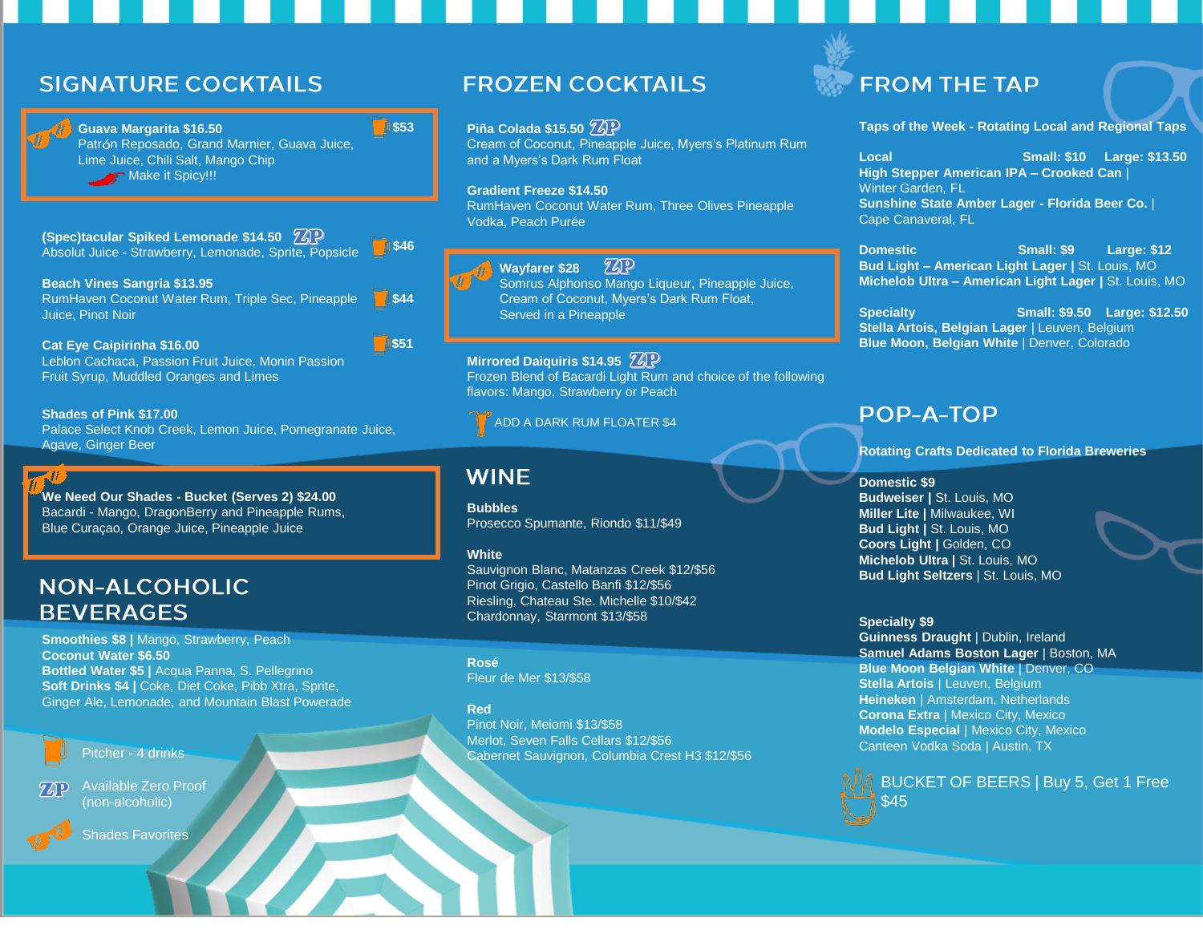## SIGNATURE COCKTAILS

**Guava Margarita $16.50** — $53
Patrón Reposado, Grand Marnier, Guava Juice, Lime Juice, Chili Salt, Mango Chip
Make it Spicy!!!

**(Spec)tacular Spiked Lemonade $14.50** ZP — $46
Absolut Juice - Strawberry, Lemonade, Sprite, Popsicle

**Beach Vines Sangria $13.95** — $44
RumHaven Coconut Water Rum, Triple Sec, Pineapple Juice, Pinot Noir

**Cat Eye Caipirinha $16.00** — $51
Leblon Cachaca, Passion Fruit Juice, Monin Passion Fruit Syrup, Muddled Oranges and Limes

**Shades of Pink $17.00**
Palace Select Knob Creek, Lemon Juice, Pomegranate Juice, Agave, Ginger Beer

**We Need Our Shades - Bucket (Serves 2) $24.00**
Bacardi - Mango, DragonBerry and Pineapple Rums, Blue Curaçao, Orange Juice, Pineapple Juice

## NON-ALCOHOLIC BEVERAGES

**Smoothies $8 |** Mango, Strawberry, Peach
**Coconut Water $6.50**
**Bottled Water $5 |** Acqua Panna, S. Pellegrino
**Soft Drinks $4 |** Coke, Diet Coke, Pibb Xtra, Sprite, Ginger Ale, Lemonade, and Mountain Blast Powerade

Pitcher - 4 drinks
ZP Available Zero Proof (non-alcoholic)
Shades Favorites

## FROZEN COCKTAILS

**Piña Colada $15.50** ZP
Cream of Coconut, Pineapple Juice, Myers's Platinum Rum and a Myers's Dark Rum Float

**Gradient Freeze $14.50**
RumHaven Coconut Water Rum, Three Olives Pineapple Vodka, Peach Purée

**Wayfarer $28** ZP
Somrus Alphonso Mango Liqueur, Pineapple Juice, Cream of Coconut, Myers's Dark Rum Float, Served in a Pineapple

**Mirrored Daiquiris $14.95** ZP
Frozen Blend of Bacardi Light Rum and choice of the following flavors: Mango, Strawberry or Peach

ADD A DARK RUM FLOATER $4

## WINE

**Bubbles**
Prosecco Spumante, Riondo $11/$49

**White**
Sauvignon Blanc, Matanzas Creek $12/$56
Pinot Grigio, Castello Banfi $12/$56
Riesling, Chateau Ste. Michelle $10/$42
Chardonnay, Starmont $13/$58

**Rosé**
Fleur de Mer $13/$58

**Red**
Pinot Noir, Meiomi $13/$58
Merlot, Seven Falls Cellars $12/$56
Cabernet Sauvignon, Columbia Crest H3 $12/$56

## FROM THE TAP

**Taps of the Week - Rotating Local and Regional Taps**

**Local** — Small: $10 — Large: $13.50
**High Stepper American IPA – Crooked Can |** Winter Garden, FL
**Sunshine State Amber Lager - Florida Beer Co. |** Cape Canaveral, FL

**Domestic** — Small: $9 — Large: $12
**Bud Light – American Light Lager |** St. Louis, MO
**Michelob Ultra – American Light Lager |** St. Louis, MO

**Specialty** — Small: $9.50 — Large: $12.50
**Stella Artois, Belgian Lager** | Leuven, Belgium
**Blue Moon, Belgian White** | Denver, Colorado

## POP-A-TOP

**Rotating Crafts Dedicated to Florida Breweries**

**Domestic $9**
**Budweiser |** St. Louis, MO
**Miller Lite |** Milwaukee, WI
**Bud Light |** St. Louis, MO
**Coors Light |** Golden, CO
**Michelob Ultra |** St. Louis, MO
**Bud Light Seltzers** | St. Louis, MO

**Specialty $9**
**Guinness Draught** | Dublin, Ireland
**Samuel Adams Boston Lager** | Boston, MA
**Blue Moon Belgian White** | Denver, CO
**Stella Artois** | Leuven, Belgium
**Heineken** | Amsterdam, Netherlands
**Corona Extra** | Mexico City, Mexico
**Modelo Especial** | Mexico City, Mexico
Canteen Vodka Soda | Austin, TX

BUCKET OF BEERS | Buy 5, Get 1 Free $45